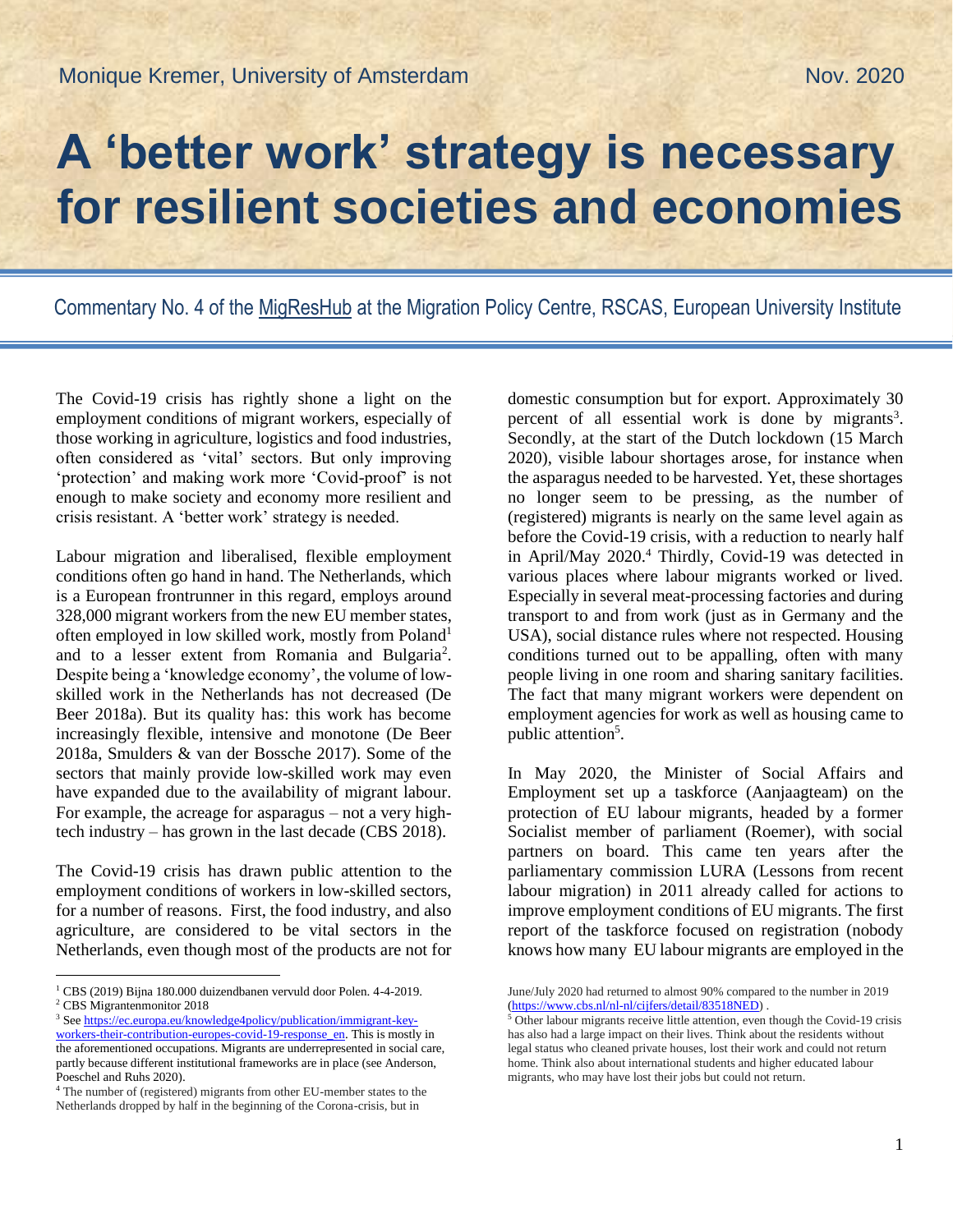Monique Kremer, University of Amsterdam

Nov. 2020

# A 'better work' strategy is necessary for resilient societies and economies

Commentary No. 4 of the MigResHub at the Migration Policy Centre, RSCAS, European University Institute

The Covid-19 crisis has rightly shone a light on the employment conditions of migrant workers, especially of those working in agriculture, logistics and food industries, often considered as 'vital' sectors. But only improving 'protection' and making work more 'Covid-proof' is not enough to make society and economy more resilient and crisis resistant. A 'better work' strategy is needed.

Labour migration and liberalised, flexible employment conditions often go hand in hand. The Netherlands, which is a European frontrunner in this regard, employs around 328,000 migrant workers from the new EU member states, often employed in low skilled work, mostly from Poland[1] and to a lesser extent from Romania and Bulgaria[2]. Despite being a 'knowledge economy', the volume of low-skilled work in the Netherlands has not decreased (De Beer 2018a). But its quality has: this work has become increasingly flexible, intensive and monotone (De Beer 2018a, Smulders & van der Bossche 2017). Some of the sectors that mainly provide low-skilled work may even have expanded due to the availability of migrant labour. For example, the acreage for asparagus – not a very high-tech industry – has grown in the last decade (CBS 2018).

The Covid-19 crisis has drawn public attention to the employment conditions of workers in low-skilled sectors, for a number of reasons. First, the food industry, and also agriculture, are considered to be vital sectors in the Netherlands, even though most of the products are not for domestic consumption but for export. Approximately 30 percent of all essential work is done by migrants[3]. Secondly, at the start of the Dutch lockdown (15 March 2020), visible labour shortages arose, for instance when the asparagus needed to be harvested. Yet, these shortages no longer seem to be pressing, as the number of (registered) migrants is nearly on the same level again as before the Covid-19 crisis, with a reduction to nearly half in April/May 2020.[4] Thirdly, Covid-19 was detected in various places where labour migrants worked or lived. Especially in several meat-processing factories and during transport to and from work (just as in Germany and the USA), social distance rules where not respected. Housing conditions turned out to be appalling, often with many people living in one room and sharing sanitary facilities. The fact that many migrant workers were dependent on employment agencies for work as well as housing came to public attention[5].

In May 2020, the Minister of Social Affairs and Employment set up a taskforce (Aanjaagteam) on the protection of EU labour migrants, headed by a former Socialist member of parliament (Roemer), with social partners on board. This came ten years after the parliamentary commission LURA (Lessons from recent labour migration) in 2011 already called for actions to improve employment conditions of EU migrants. The first report of the taskforce focused on registration (nobody knows how many EU labour migrants are employed in the

---

[1] CBS (2019) Bijna 180.000 duizendbanen vervuld door Polen. 4-4-2019.

[2] CBS Migrantenmonitor 2018

[3] See https://ec.europa.eu/knowledge4policy/publication/immigrant-key-workers-their-contribution-europes-covid-19-response_en. This is mostly in the aforementioned occupations. Migrants are underrepresented in social care, partly because different institutional frameworks are in place (see Anderson, Poeschel and Ruhs 2020).

[4] The number of (registered) migrants from other EU-member states to the Netherlands dropped by half in the beginning of the Corona-crisis, but in June/July 2020 had returned to almost 90% compared to the number in 2019 (https://www.cbs.nl/nl-nl/cijfers/detail/83518NED).

[5] Other labour migrants receive little attention, even though the Covid-19 crisis has also had a large impact on their lives. Think about the residents without legal status who cleaned private houses, lost their work and could not return home. Think also about international students and higher educated labour migrants, who may have lost their jobs but could not return.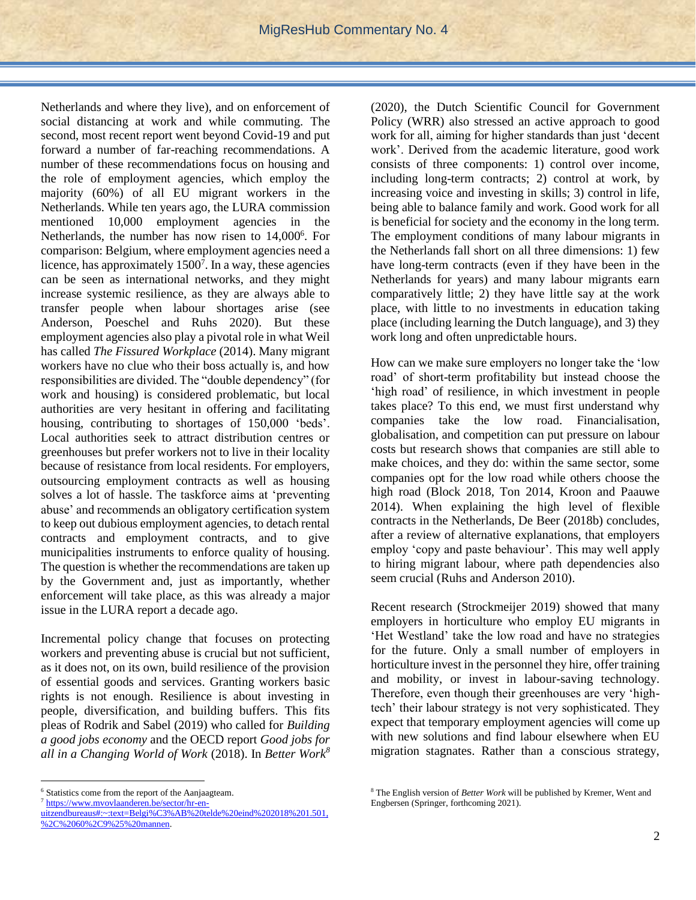Netherlands and where they live), and on enforcement of social distancing at work and while commuting. The second, most recent report went beyond Covid-19 and put forward a number of far-reaching recommendations. A number of these recommendations focus on housing and the role of employment agencies, which employ the majority (60%) of all EU migrant workers in the Netherlands. While ten years ago, the LURA commission mentioned 10,000 employment agencies in the Netherlands, the number has now risen to 14,000[6]. For comparison: Belgium, where employment agencies need a licence, has approximately 1500[7]. In a way, these agencies can be seen as international networks, and they might increase systemic resilience, as they are always able to transfer people when labour shortages arise (see Anderson, Poeschel and Ruhs 2020). But these employment agencies also play a pivotal role in what Weil has called *The Fissured Workplace* (2014). Many migrant workers have no clue who their boss actually is, and how responsibilities are divided. The "double dependency" (for work and housing) is considered problematic, but local authorities are very hesitant in offering and facilitating housing, contributing to shortages of 150,000 'beds'. Local authorities seek to attract distribution centres or greenhouses but prefer workers not to live in their locality because of resistance from local residents. For employers, outsourcing employment contracts as well as housing solves a lot of hassle. The taskforce aims at 'preventing abuse' and recommends an obligatory certification system to keep out dubious employment agencies, to detach rental contracts and employment contracts, and to give municipalities instruments to enforce quality of housing. The question is whether the recommendations are taken up by the Government and, just as importantly, whether enforcement will take place, as this was already a major issue in the LURA report a decade ago.

Incremental policy change that focuses on protecting workers and preventing abuse is crucial but not sufficient, as it does not, on its own, build resilience of the provision of essential goods and services. Granting workers basic rights is not enough. Resilience is about investing in people, diversification, and building buffers. This fits pleas of Rodrik and Sabel (2019) who called for *Building a good jobs economy* and the OECD report *Good jobs for all in a Changing World of Work* (2018). In *Better Work*[8] (2020), the Dutch Scientific Council for Government Policy (WRR) also stressed an active approach to good work for all, aiming for higher standards than just 'decent work'. Derived from the academic literature, good work consists of three components: 1) control over income, including long-term contracts; 2) control at work, by increasing voice and investing in skills; 3) control in life, being able to balance family and work. Good work for all is beneficial for society and the economy in the long term. The employment conditions of many labour migrants in the Netherlands fall short on all three dimensions: 1) few have long-term contracts (even if they have been in the Netherlands for years) and many labour migrants earn comparatively little; 2) they have little say at the work place, with little to no investments in education taking place (including learning the Dutch language), and 3) they work long and often unpredictable hours.

How can we make sure employers no longer take the 'low road' of short-term profitability but instead choose the 'high road' of resilience, in which investment in people takes place? To this end, we must first understand why companies take the low road. Financialisation, globalisation, and competition can put pressure on labour costs but research shows that companies are still able to make choices, and they do: within the same sector, some companies opt for the low road while others choose the high road (Block 2018, Ton 2014, Kroon and Paauwe 2014). When explaining the high level of flexible contracts in the Netherlands, De Beer (2018b) concludes, after a review of alternative explanations, that employers employ 'copy and paste behaviour'. This may well apply to hiring migrant labour, where path dependencies also seem crucial (Ruhs and Anderson 2010).

Recent research (Strockmeijer 2019) showed that many employers in horticulture who employ EU migrants in 'Het Westland' take the low road and have no strategies for the future. Only a small number of employers in horticulture invest in the personnel they hire, offer training and mobility, or invest in labour-saving technology. Therefore, even though their greenhouses are very 'high-tech' their labour strategy is not very sophisticated. They expect that temporary employment agencies will come up with new solutions and find labour elsewhere when EU migration stagnates. Rather than a conscious strategy,

---

[6] Statistics come from the report of the Aanjaagteam.

[7] https://www.mvovlaanderen.be/sector/hr-en-uitzendbureaus#:~:text=Belgi%C3%AB%20telde%20eind%202018%201.501,%2C%2060%2C9%25%20mannen.

[8] The English version of *Better Work* will be published by Kremer, Went and Engbersen (Springer, forthcoming 2021).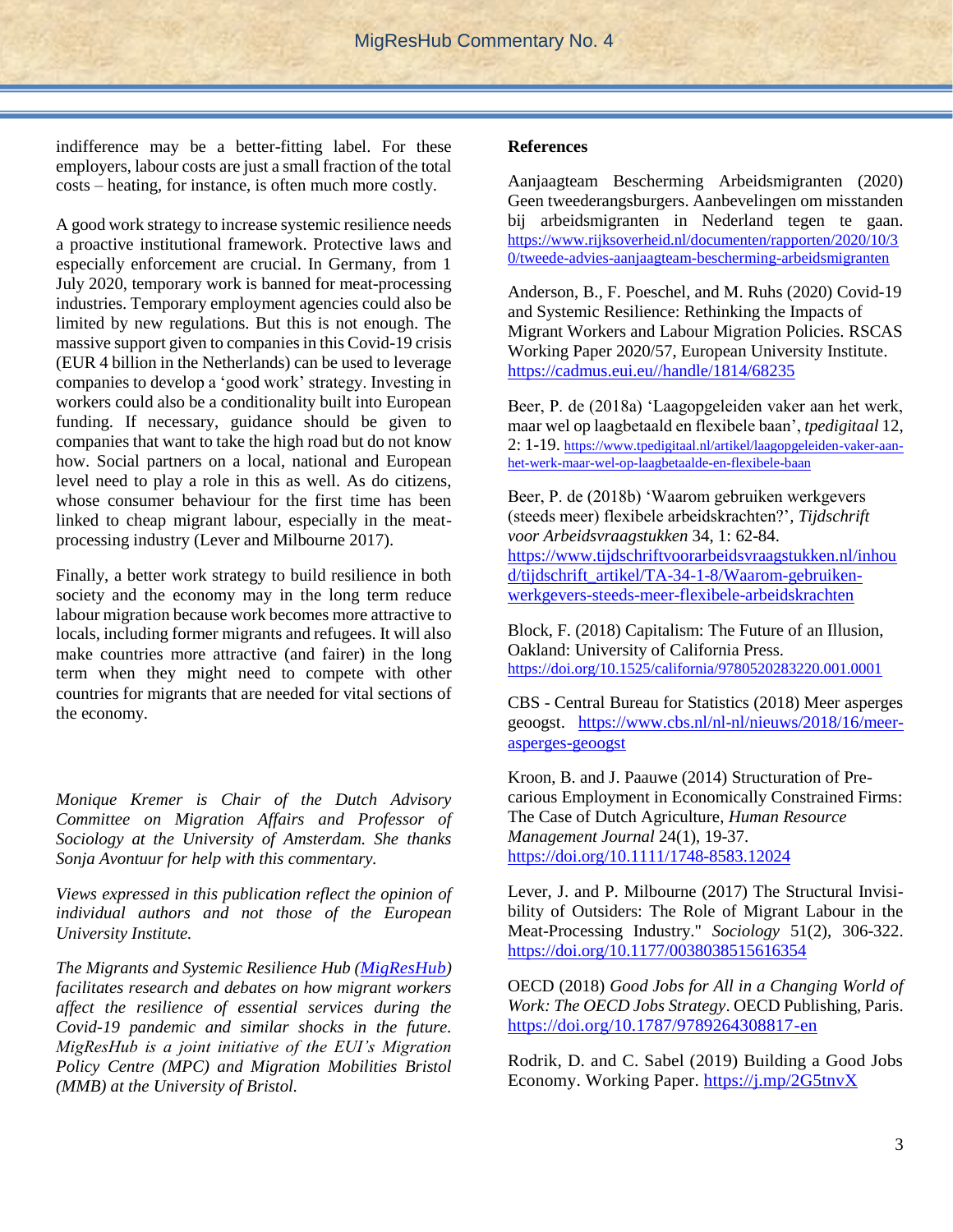indifference may be a better-fitting label. For these employers, labour costs are just a small fraction of the total costs – heating, for instance, is often much more costly.

A good work strategy to increase systemic resilience needs a proactive institutional framework. Protective laws and especially enforcement are crucial. In Germany, from 1 July 2020, temporary work is banned for meat-processing industries. Temporary employment agencies could also be limited by new regulations. But this is not enough. The massive support given to companies in this Covid-19 crisis (EUR 4 billion in the Netherlands) can be used to leverage companies to develop a 'good work' strategy. Investing in workers could also be a conditionality built into European funding. If necessary, guidance should be given to companies that want to take the high road but do not know how. Social partners on a local, national and European level need to play a role in this as well. As do citizens, whose consumer behaviour for the first time has been linked to cheap migrant labour, especially in the meat-processing industry (Lever and Milbourne 2017).

Finally, a better work strategy to build resilience in both society and the economy may in the long term reduce labour migration because work becomes more attractive to locals, including former migrants and refugees. It will also make countries more attractive (and fairer) in the long term when they might need to compete with other countries for migrants that are needed for vital sections of the economy.

*Monique Kremer is Chair of the Dutch Advisory Committee on Migration Affairs and Professor of Sociology at the University of Amsterdam. She thanks Sonja Avontuur for help with this commentary.*

*Views expressed in this publication reflect the opinion of individual authors and not those of the European University Institute.*

*The Migrants and Systemic Resilience Hub (MigResHub) facilitates research and debates on how migrant workers affect the resilience of essential services during the Covid-19 pandemic and similar shocks in the future. MigResHub is a joint initiative of the EUI's Migration Policy Centre (MPC) and Migration Mobilities Bristol (MMB) at the University of Bristol.*

**References**

Aanjaagteam Bescherming Arbeidsmigranten (2020) Geen tweederangsburgers. Aanbevelingen om misstanden bij arbeidsmigranten in Nederland tegen te gaan. https://www.rijksoverheid.nl/documenten/rapporten/2020/10/30/tweede-advies-aanjaagteam-bescherming-arbeidsmigranten

Anderson, B., F. Poeschel, and M. Ruhs (2020) Covid-19 and Systemic Resilience: Rethinking the Impacts of Migrant Workers and Labour Migration Policies. RSCAS Working Paper 2020/57, European University Institute. https://cadmus.eui.eu//handle/1814/68235

Beer, P. de (2018a) 'Laagopgeleiden vaker aan het werk, maar wel op laagbetaald en flexibele baan', *tpedigitaal* 12, 2: 1-19. https://www.tpedigitaal.nl/artikel/laagopgeleiden-vaker-aan-het-werk-maar-wel-op-laagbetaalde-en-flexibele-baan

Beer, P. de (2018b) 'Waarom gebruiken werkgevers (steeds meer) flexibele arbeidskrachten?', *Tijdschrift voor Arbeidsvraagstukken* 34, 1: 62-84. https://www.tijdschriftvoorarbeidsvraagstukken.nl/inhoud/tijdschrift_artikel/TA-34-1-8/Waarom-gebruiken-werkgevers-steeds-meer-flexibele-arbeidskrachten

Block, F. (2018) Capitalism: The Future of an Illusion, Oakland: University of California Press. https://doi.org/10.1525/california/9780520283220.001.0001

CBS - Central Bureau for Statistics (2018) Meer asperges geoogst. https://www.cbs.nl/nl-nl/nieuws/2018/16/meer-asperges-geoogst

Kroon, B. and J. Paauwe (2014) Structuration of Precarious Employment in Economically Constrained Firms: The Case of Dutch Agriculture, *Human Resource Management Journal* 24(1), 19-37. https://doi.org/10.1111/1748-8583.12024

Lever, J. and P. Milbourne (2017) The Structural Invisibility of Outsiders: The Role of Migrant Labour in the Meat-Processing Industry." *Sociology* 51(2), 306-322. https://doi.org/10.1177/0038038515616354

OECD (2018) *Good Jobs for All in a Changing World of Work: The OECD Jobs Strategy*. OECD Publishing, Paris. https://doi.org/10.1787/9789264308817-en

Rodrik, D. and C. Sabel (2019) Building a Good Jobs Economy. Working Paper. https://j.mp/2G5tnvX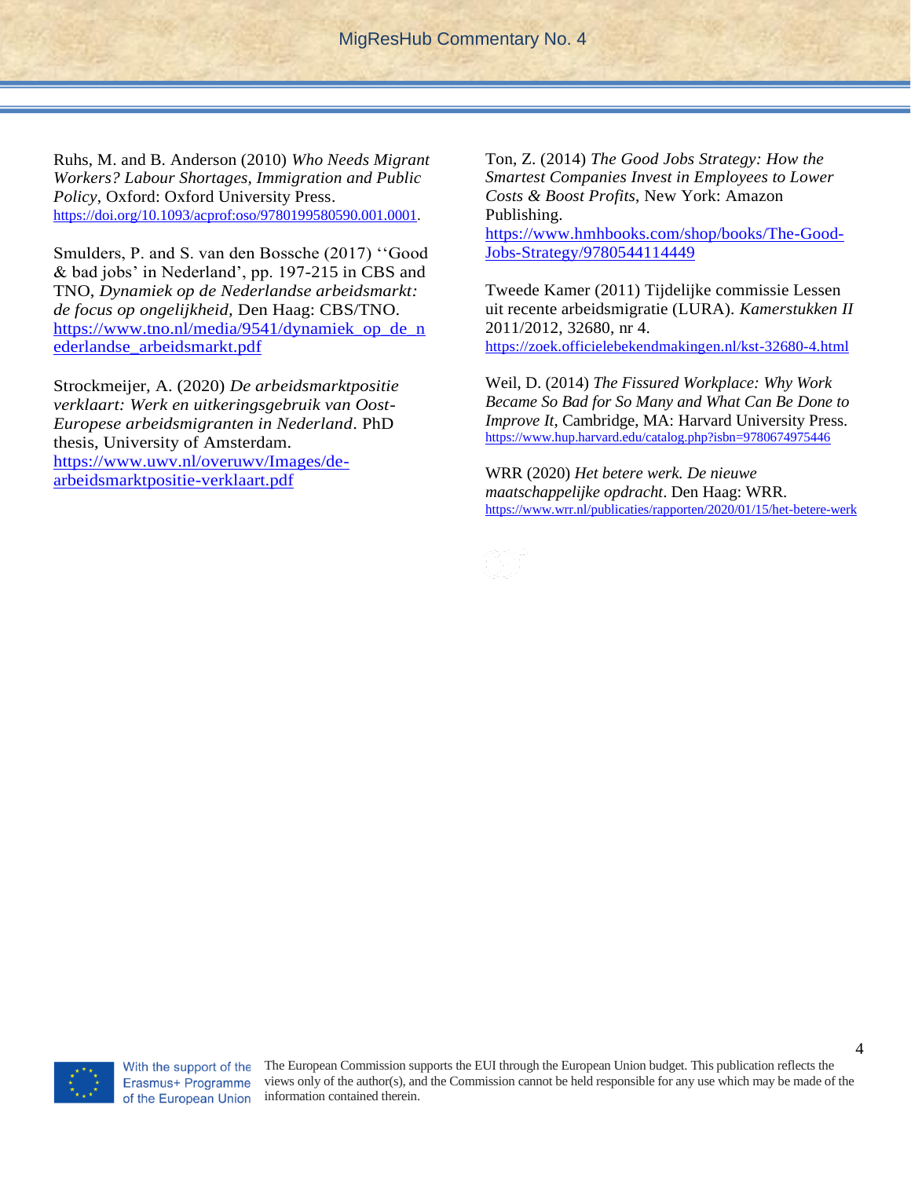Ruhs, M. and B. Anderson (2010) *Who Needs Migrant Workers? Labour Shortages, Immigration and Public Policy*, Oxford: Oxford University Press. https://doi.org/10.1093/acprof:oso/9780199580590.001.0001.

Smulders, P. and S. van den Bossche (2017) ''Good & bad jobs' in Nederland', pp. 197-215 in CBS and TNO, *Dynamiek op de Nederlandse arbeidsmarkt: de focus op ongelijkheid*, Den Haag: CBS/TNO. https://www.tno.nl/media/9541/dynamiek_op_de_nederlandse_arbeidsmarkt.pdf

Strockmeijer, A. (2020) *De arbeidsmarktpositie verklaart: Werk en uitkeringsgebruik van Oost-Europese arbeidsmigranten in Nederland*. PhD thesis, University of Amsterdam. https://www.uwv.nl/overuwv/Images/de-arbeidsmarktpositie-verklaart.pdf

Ton, Z. (2014) *The Good Jobs Strategy: How the Smartest Companies Invest in Employees to Lower Costs & Boost Profits*, New York: Amazon Publishing. https://www.hmhbooks.com/shop/books/The-Good-Jobs-Strategy/9780544114449

Tweede Kamer (2011) Tijdelijke commissie Lessen uit recente arbeidsmigratie (LURA). *Kamerstukken II* 2011/2012, 32680, nr 4. https://zoek.officielebekendmakingen.nl/kst-32680-4.html

Weil, D. (2014) *The Fissured Workplace: Why Work Became So Bad for So Many and What Can Be Done to Improve It*, Cambridge, MA: Harvard University Press. https://www.hup.harvard.edu/catalog.php?isbn=9780674975446

WRR (2020) *Het betere werk. De nieuwe maatschappelijke opdracht*. Den Haag: WRR. https://www.wrr.nl/publicaties/rapporten/2020/01/15/het-betere-werk

With the support of the Erasmus+ Programme of the European Union

The European Commission supports the EUI through the European Union budget. This publication reflects the views only of the author(s), and the Commission cannot be held responsible for any use which may be made of the information contained therein.